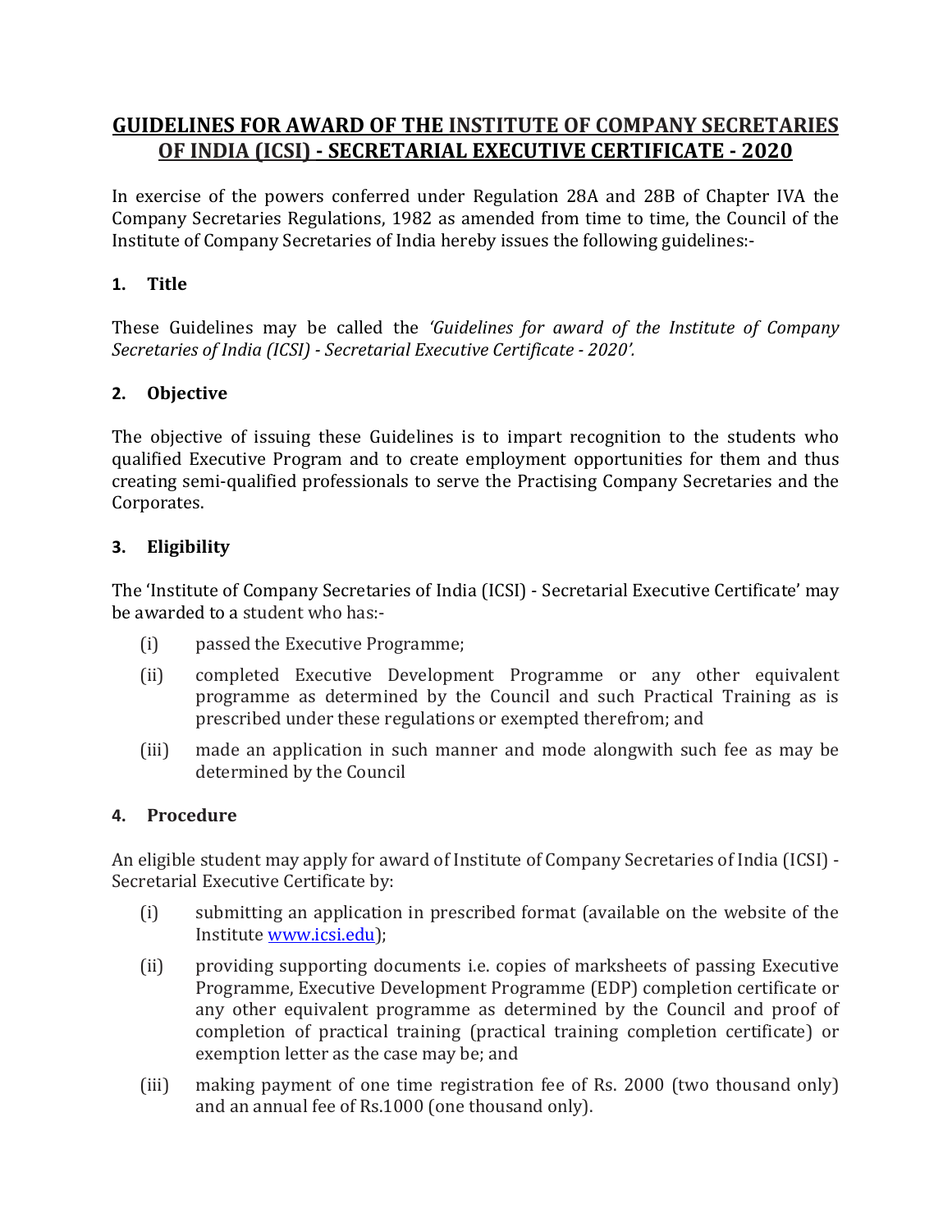# GUIDELINES FOR AWARD OF THE INSTITUTE OF COMPANY SECRETARIES OF INDIA (ICSI) - SECRETARIAL EXECUTIVE CERTIFICATE - 2020

In exercise of the powers conferred under Regulation 28A and 28B of Chapter IVA the Company Secretaries Regulations, 1982 as amended from time to time, the Council of the Institute of Company Secretaries of India hereby issues the following guidelines:-

## 1. Title

These Guidelines may be called the *'Guidelines for award of the Institute of Company Secretaries of India (ICSI) - Secretarial Executive Certificate - 2020'.*

## 2. Objective

The objective of issuing these Guidelines is to impart recognition to the students who qualified Executive Program and to create employment opportunities for them and thus creating semi-qualified professionals to serve the Practising Company Secretaries and the Corporates.

## 3. Eligibility

The 'Institute of Company Secretaries of India (ICSI) - Secretarial Executive Certificate' may be awarded to a student who has:-

(i) passed the Executive Programme;

(ii) completed Executive Development Programme or any other equivalent programme as determined by the Council and such Practical Training as is prescribed under these regulations or exempted therefrom; and

(iii) made an application in such manner and mode alongwith such fee as may be determined by the Council

## 4. Procedure

An eligible student may apply for award of Institute of Company Secretaries of India (ICSI) - Secretarial Executive Certificate by:

(i) submitting an application in prescribed format (available on the website of the Institute www.icsi.edu);

(ii) providing supporting documents i.e. copies of marksheets of passing Executive Programme, Executive Development Programme (EDP) completion certificate or any other equivalent programme as determined by the Council and proof of completion of practical training (practical training completion certificate) or exemption letter as the case may be; and

(iii) making payment of one time registration fee of Rs. 2000 (two thousand only) and an annual fee of Rs.1000 (one thousand only).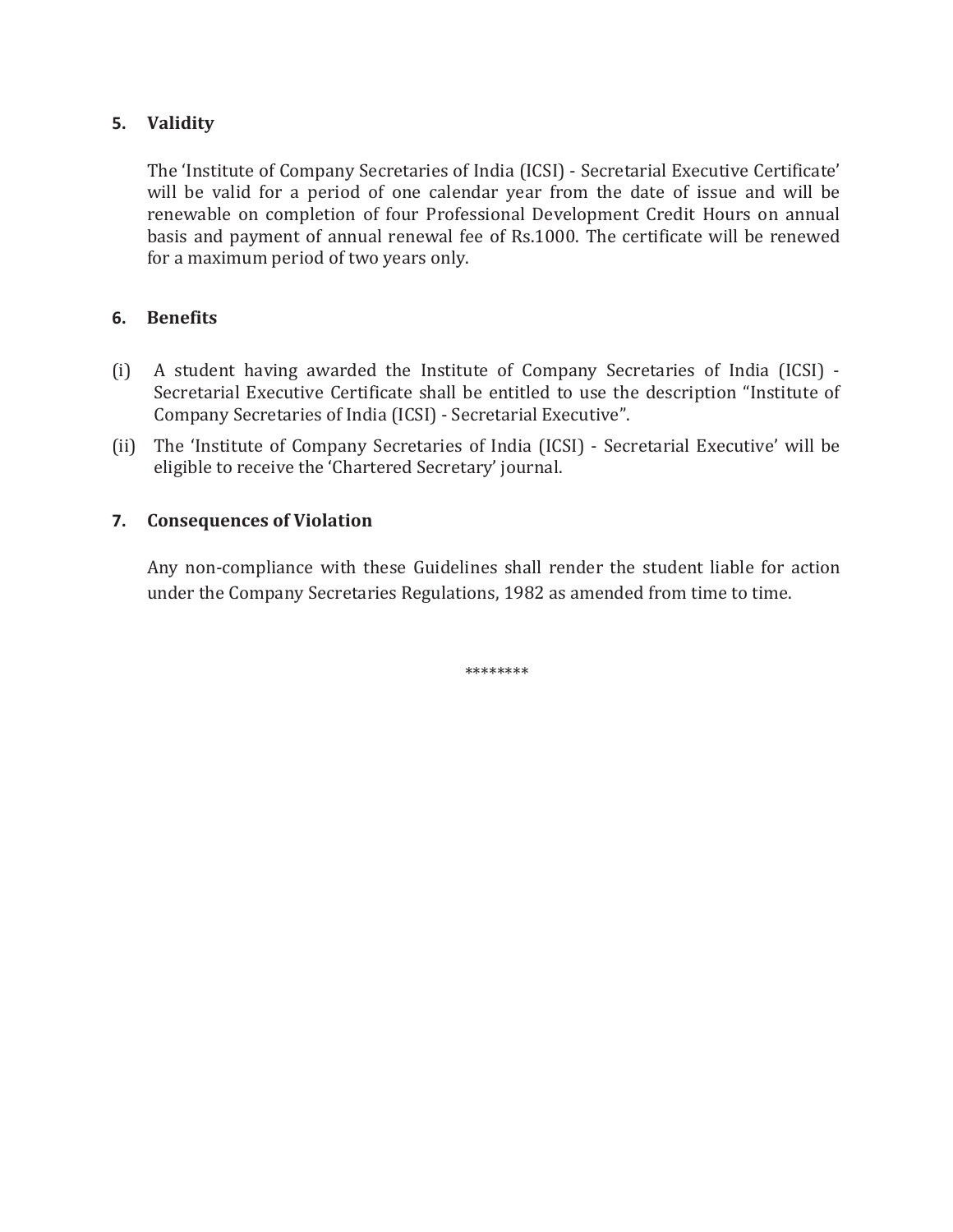## 5. Validity

The 'Institute of Company Secretaries of India (ICSI) - Secretarial Executive Certificate' will be valid for a period of one calendar year from the date of issue and will be renewable on completion of four Professional Development Credit Hours on annual basis and payment of annual renewal fee of Rs.1000. The certificate will be renewed for a maximum period of two years only.

## 6. Benefits

(i) A student having awarded the Institute of Company Secretaries of India (ICSI) - Secretarial Executive Certificate shall be entitled to use the description "Institute of Company Secretaries of India (ICSI) - Secretarial Executive".

(ii) The 'Institute of Company Secretaries of India (ICSI) - Secretarial Executive' will be eligible to receive the 'Chartered Secretary' journal.

## 7. Consequences of Violation

Any non-compliance with these Guidelines shall render the student liable for action under the Company Secretaries Regulations, 1982 as amended from time to time.

********